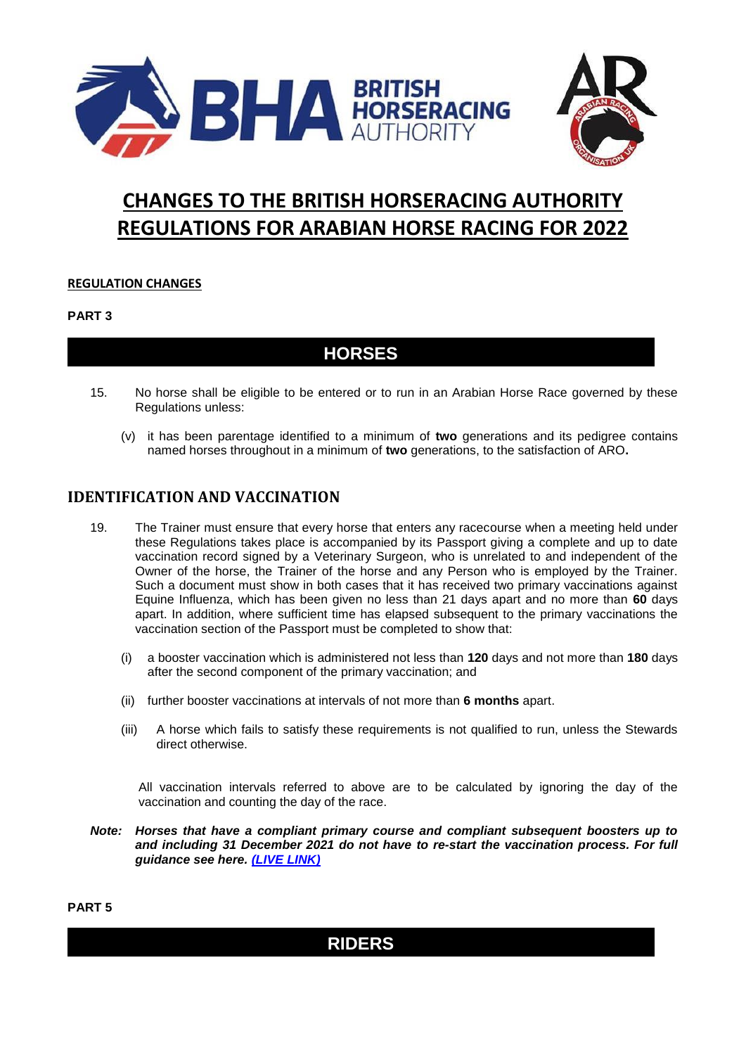# CHANGES TO THE BRITISH HORSERACING AUTHORITY REGULATIONS FOR ARABIAN HORSE RACING FOR 2022

**REGULATION CHANGES**

**PART 3**

## HORSES

15. No horse shall be eligible to be entered or to run in an Arabian Horse Race governed by these Regulations unless:

    (v) it has been parentage identified to a minimum of **two** generations and its pedigree contains named horses throughout in a minimum of **two** generations, to the satisfaction of ARO**.**

## IDENTIFICATION AND VACCINATION

19. The Trainer must ensure that every horse that enters any racecourse when a meeting held under these Regulations takes place is accompanied by its Passport giving a complete and up to date vaccination record signed by a Veterinary Surgeon, who is unrelated to and independent of the Owner of the horse, the Trainer of the horse and any Person who is employed by the Trainer. Such a document must show in both cases that it has received two primary vaccinations against Equine Influenza, which has been given no less than 21 days apart and no more than **60** days apart. In addition, where sufficient time has elapsed subsequent to the primary vaccinations the vaccination section of the Passport must be completed to show that:

    (i) a booster vaccination which is administered not less than **120** days and not more than **180** days after the second component of the primary vaccination; and

    (ii) further booster vaccinations at intervals of not more than **6 months** apart.

    (iii) A horse which fails to satisfy these requirements is not qualified to run, unless the Stewards direct otherwise.

    All vaccination intervals referred to above are to be calculated by ignoring the day of the vaccination and counting the day of the race.

***Note:*** ***Horses that have a compliant primary course and compliant subsequent boosters up to and including 31 December 2021 do not have to re-start the vaccination process. For full guidance see here. [(LIVE LINK)]***

**PART 5**

## RIDERS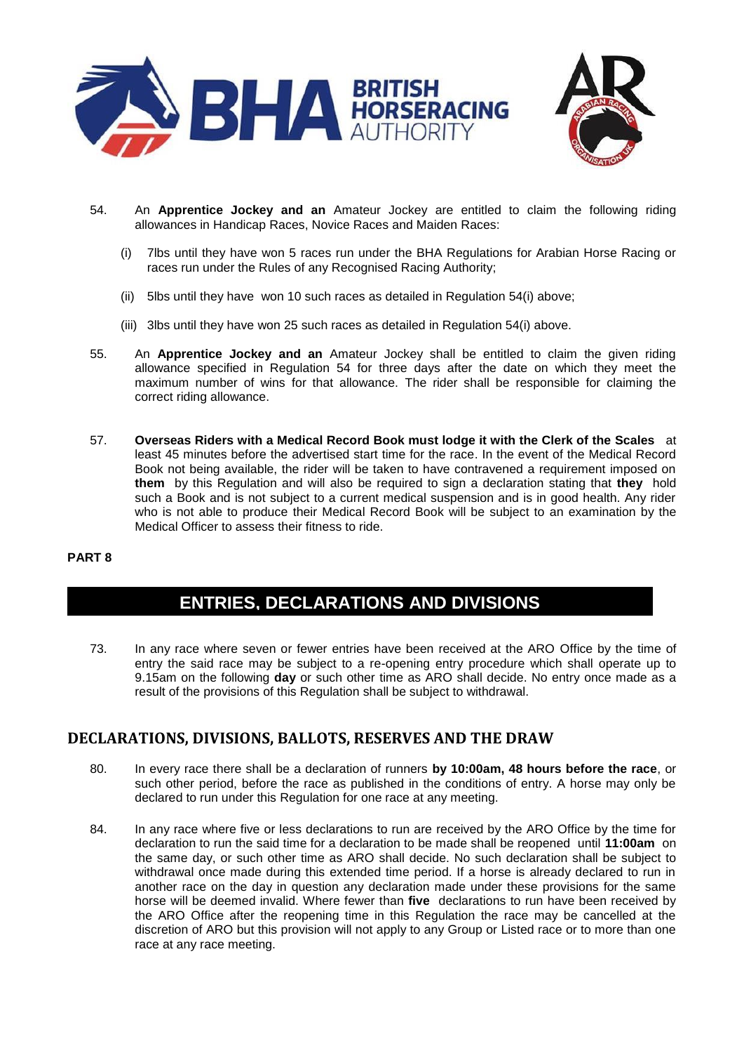54. An **Apprentice Jockey and an** Amateur Jockey are entitled to claim the following riding allowances in Handicap Races, Novice Races and Maiden Races:

    (i) 7lbs until they have won 5 races run under the BHA Regulations for Arabian Horse Racing or races run under the Rules of any Recognised Racing Authority;

    (ii) 5lbs until they have won 10 such races as detailed in Regulation 54(i) above;

    (iii) 3lbs until they have won 25 such races as detailed in Regulation 54(i) above.

55. An **Apprentice Jockey and an** Amateur Jockey shall be entitled to claim the given riding allowance specified in Regulation 54 for three days after the date on which they meet the maximum number of wins for that allowance. The rider shall be responsible for claiming the correct riding allowance.

57. **Overseas Riders with a Medical Record Book must lodge it with the Clerk of the Scales** at least 45 minutes before the advertised start time for the race. In the event of the Medical Record Book not being available, the rider will be taken to have contravened a requirement imposed on **them** by this Regulation and will also be required to sign a declaration stating that **they** hold such a Book and is not subject to a current medical suspension and is in good health. Any rider who is not able to produce their Medical Record Book will be subject to an examination by the Medical Officer to assess their fitness to ride.

**PART 8**

## ENTRIES, DECLARATIONS AND DIVISIONS

73. In any race where seven or fewer entries have been received at the ARO Office by the time of entry the said race may be subject to a re-opening entry procedure which shall operate up to 9.15am on the following **day** or such other time as ARO shall decide. No entry once made as a result of the provisions of this Regulation shall be subject to withdrawal.

### DECLARATIONS, DIVISIONS, BALLOTS, RESERVES AND THE DRAW

80. In every race there shall be a declaration of runners **by 10:00am, 48 hours before the race**, or such other period, before the race as published in the conditions of entry. A horse may only be declared to run under this Regulation for one race at any meeting.

84. In any race where five or less declarations to run are received by the ARO Office by the time for declaration to run the said time for a declaration to be made shall be reopened until **11:00am** on the same day, or such other time as ARO shall decide. No such declaration shall be subject to withdrawal once made during this extended time period. If a horse is already declared to run in another race on the day in question any declaration made under these provisions for the same horse will be deemed invalid. Where fewer than **five** declarations to run have been received by the ARO Office after the reopening time in this Regulation the race may be cancelled at the discretion of ARO but this provision will not apply to any Group or Listed race or to more than one race at any race meeting.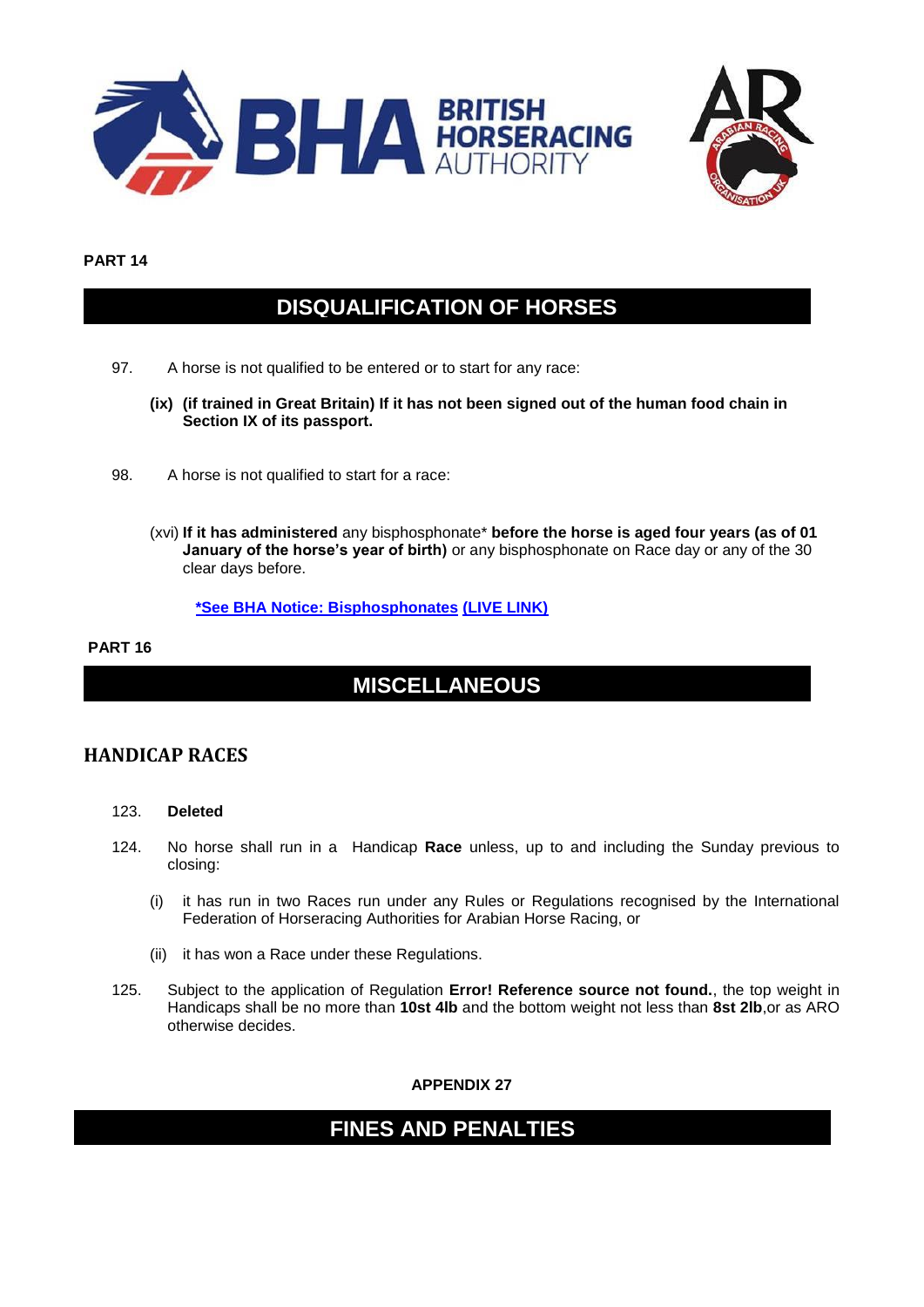**PART 14**

## DISQUALIFICATION OF HORSES

97. A horse is not qualified to be entered or to start for any race:

  **(ix) (if trained in Great Britain) If it has not been signed out of the human food chain in Section IX of its passport.**

98. A horse is not qualified to start for a race:

  (xvi) **If it has administered** any bisphosphonate* **before the horse is aged four years (as of 01 January of the horse's year of birth)** or any bisphosphonate on Race day or any of the 30 clear days before.

  ***See BHA Notice: Bisphosphonates (LIVE LINK)**

**PART 16**

## MISCELLANEOUS

### HANDICAP RACES

123. **Deleted**

124. No horse shall run in a Handicap **Race** unless, up to and including the Sunday previous to closing:

  (i) it has run in two Races run under any Rules or Regulations recognised by the International Federation of Horseracing Authorities for Arabian Horse Racing, or

  (ii) it has won a Race under these Regulations.

125. Subject to the application of Regulation **Error! Reference source not found.**, the top weight in Handicaps shall be no more than **10st 4lb** and the bottom weight not less than **8st 2lb**,or as ARO otherwise decides.

**APPENDIX 27**

## FINES AND PENALTIES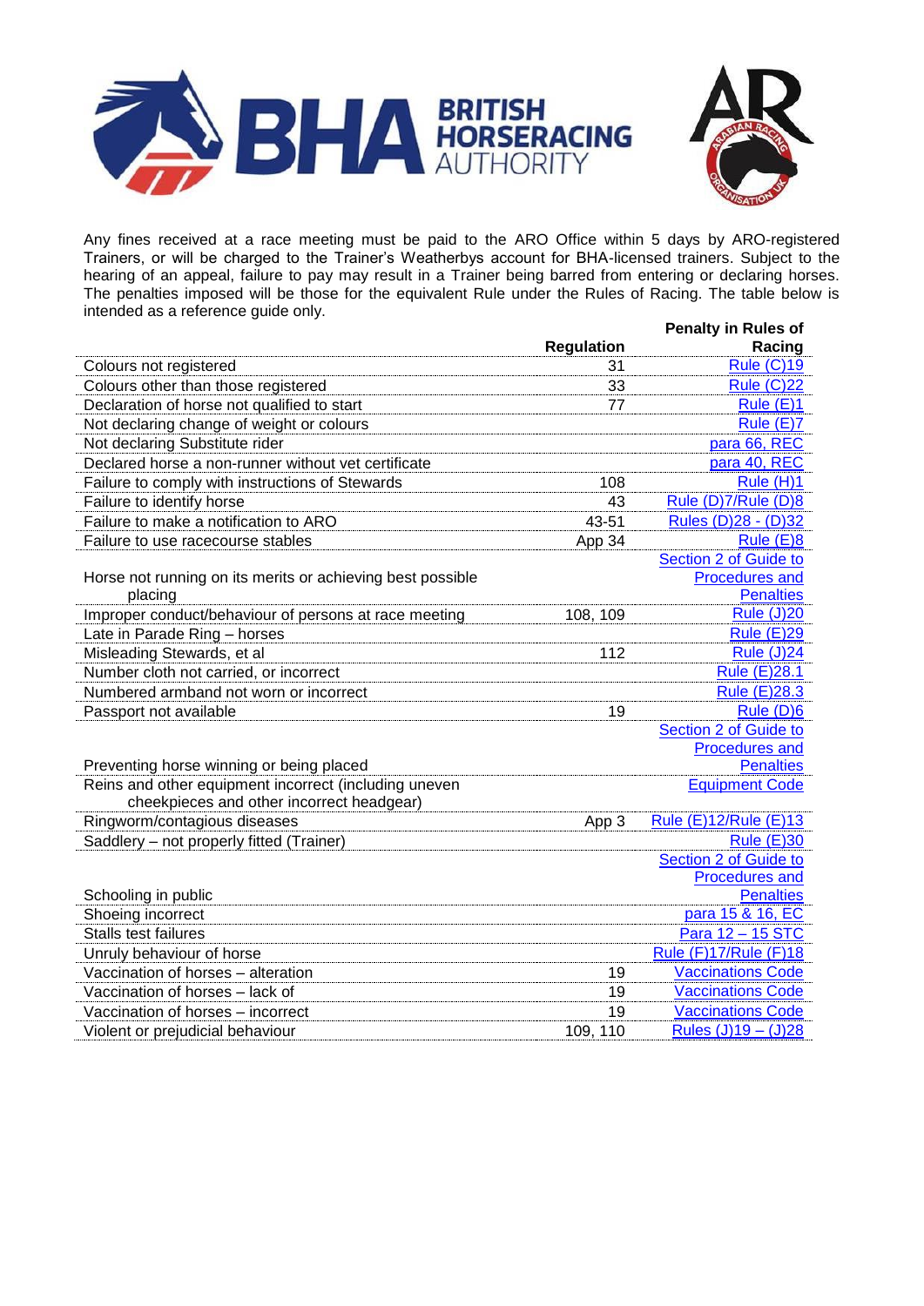Any fines received at a race meeting must be paid to the ARO Office within 5 days by ARO-registered Trainers, or will be charged to the Trainer's Weatherbys account for BHA-licensed trainers. Subject to the hearing of an appeal, failure to pay may result in a Trainer being barred from entering or declaring horses. The penalties imposed will be those for the equivalent Rule under the Rules of Racing. The table below is intended as a reference guide only.

| | Regulation | Penalty in Rules of Racing |
|---|---|---|
| Colours not registered | 31 | Rule (C)19 |
| Colours other than those registered | 33 | Rule (C)22 |
| Declaration of horse not qualified to start | 77 | Rule (E)1 |
| Not declaring change of weight or colours | | Rule (E)7 |
| Not declaring Substitute rider | | para 66, REC |
| Declared horse a non-runner without vet certificate | | para 40, REC |
| Failure to comply with instructions of Stewards | 108 | Rule (H)1 |
| Failure to identify horse | 43 | Rule (D)7/Rule (D)8 |
| Failure to make a notification to ARO | 43-51 | Rules (D)28 - (D)32 |
| Failure to use racecourse stables | App 34 | Rule (E)8 |
| Horse not running on its merits or achieving best possible placing | | Section 2 of Guide to Procedures and Penalties |
| Improper conduct/behaviour of persons at race meeting | 108, 109 | Rule (J)20 |
| Late in Parade Ring – horses | | Rule (E)29 |
| Misleading Stewards, et al | 112 | Rule (J)24 |
| Number cloth not carried, or incorrect | | Rule (E)28.1 |
| Numbered armband not worn or incorrect | | Rule (E)28.3 |
| Passport not available | 19 | Rule (D)6 |
| Preventing horse winning or being placed | | Section 2 of Guide to Procedures and Penalties |
| Reins and other equipment incorrect (including uneven cheekpieces and other incorrect headgear) | | Equipment Code |
| Ringworm/contagious diseases | App 3 | Rule (E)12/Rule (E)13 |
| Saddlery – not properly fitted (Trainer) | | Rule (E)30 |
| Schooling in public | | Section 2 of Guide to Procedures and Penalties |
| Shoeing incorrect | | para 15 & 16, EC |
| Stalls test failures | | Para 12 – 15 STC |
| Unruly behaviour of horse | | Rule (F)17/Rule (F)18 |
| Vaccination of horses – alteration | 19 | Vaccinations Code |
| Vaccination of horses – lack of | 19 | Vaccinations Code |
| Vaccination of horses – incorrect | 19 | Vaccinations Code |
| Violent or prejudicial behaviour | 109, 110 | Rules (J)19 – (J)28 |